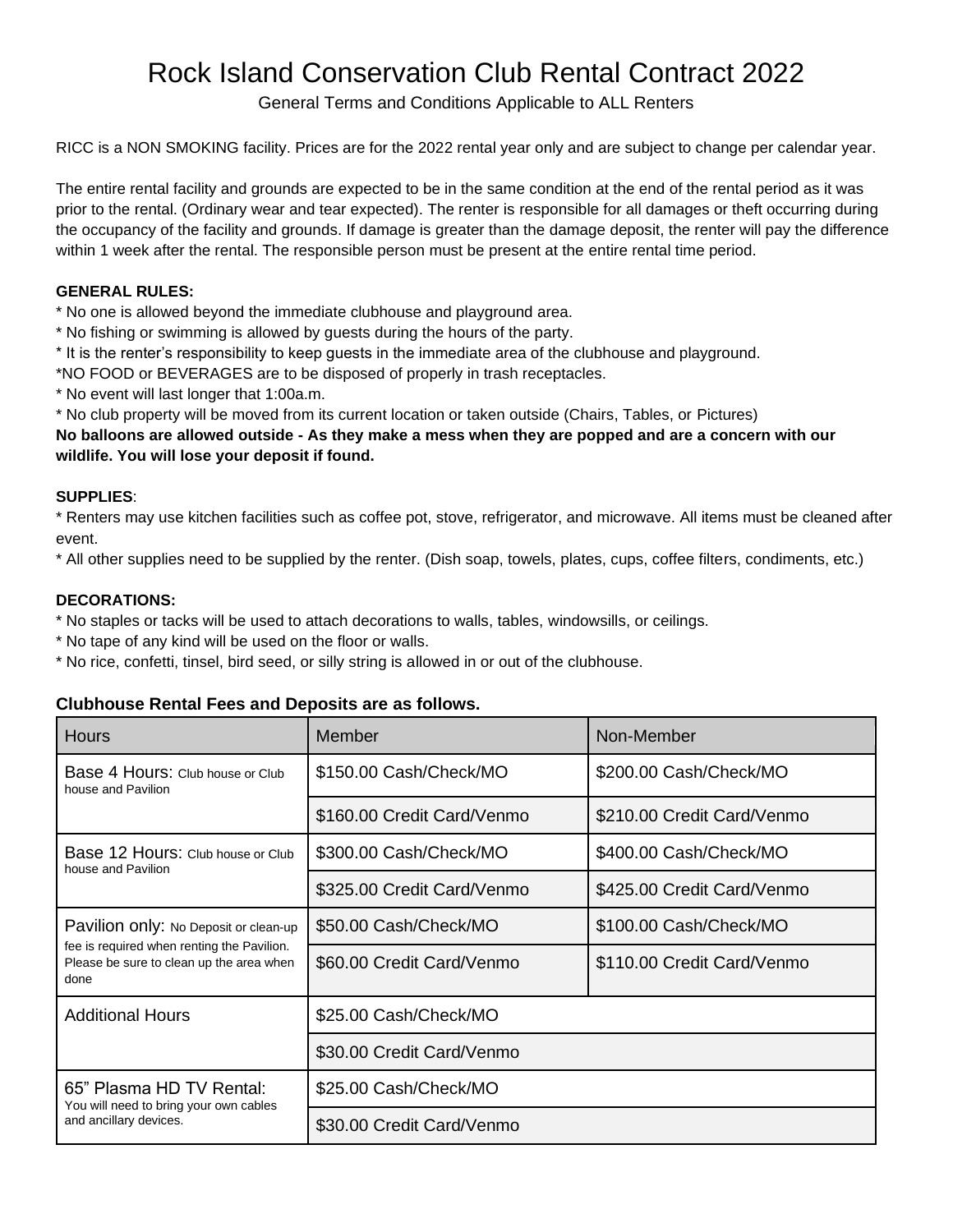# Rock Island Conservation Club Rental Contract 2022

General Terms and Conditions Applicable to ALL Renters

RICC is a NON SMOKING facility. Prices are for the 2022 rental year only and are subject to change per calendar year.

The entire rental facility and grounds are expected to be in the same condition at the end of the rental period as it was prior to the rental. (Ordinary wear and tear expected). The renter is responsible for all damages or theft occurring during the occupancy of the facility and grounds. If damage is greater than the damage deposit, the renter will pay the difference within 1 week after the rental. The responsible person must be present at the entire rental time period.

**GENERAL RULES:**

* No one is allowed beyond the immediate clubhouse and playground area.
* No fishing or swimming is allowed by guests during the hours of the party.
* It is the renter's responsibility to keep guests in the immediate area of the clubhouse and playground.
*NO FOOD or BEVERAGES are to be disposed of properly in trash receptacles.
* No event will last longer that 1:00a.m.
* No club property will be moved from its current location or taken outside (Chairs, Tables, or Pictures)

**No balloons are allowed outside - As they make a mess when they are popped and are a concern with our wildlife. You will lose your deposit if found.**

**SUPPLIES**:

* Renters may use kitchen facilities such as coffee pot, stove, refrigerator, and microwave. All items must be cleaned after event.
* All other supplies need to be supplied by the renter. (Dish soap, towels, plates, cups, coffee filters, condiments, etc.)

**DECORATIONS:**

* No staples or tacks will be used to attach decorations to walls, tables, windowsills, or ceilings.
* No tape of any kind will be used on the floor or walls.
* No rice, confetti, tinsel, bird seed, or silly string is allowed in or out of the clubhouse.

**Clubhouse Rental Fees and Deposits are as follows.**

| Hours | Member | Non-Member |
|---|---|---|
| Base 4 Hours: Club house or Club house and Pavilion | $150.00 Cash/Check/MO | $200.00 Cash/Check/MO |
| | $160.00 Credit Card/Venmo | $210.00 Credit Card/Venmo |
| Base 12 Hours: Club house or Club house and Pavilion | $300.00 Cash/Check/MO | $400.00 Cash/Check/MO |
| | $325.00 Credit Card/Venmo | $425.00 Credit Card/Venmo |
| Pavilion only: No Deposit or clean-up fee is required when renting the Pavilion. Please be sure to clean up the area when done | $50.00 Cash/Check/MO | $100.00 Cash/Check/MO |
| | $60.00 Credit Card/Venmo | $110.00 Credit Card/Venmo |
| Additional Hours | $25.00 Cash/Check/MO | |
| | $30.00 Credit Card/Venmo | |
| 65" Plasma HD TV Rental: You will need to bring your own cables and ancillary devices. | $25.00 Cash/Check/MO | |
| | $30.00 Credit Card/Venmo | |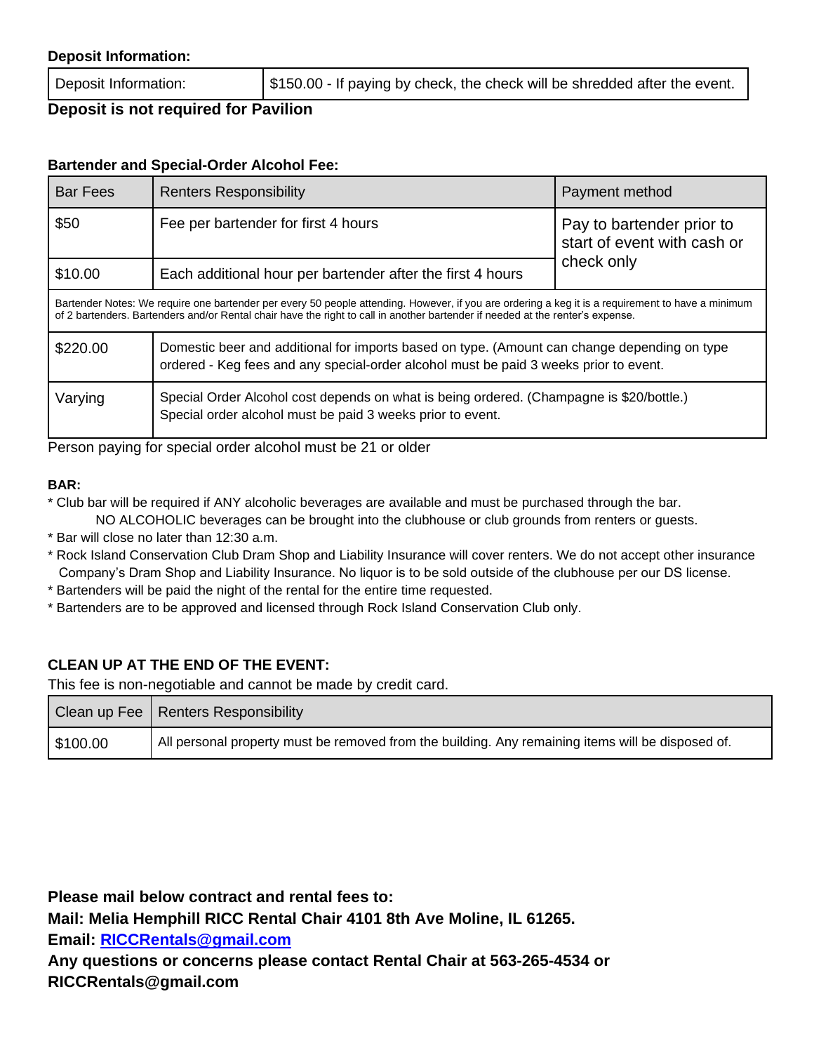**Deposit Information:**

| Deposit Information: | $150.00 - If paying by check, the check will be shredded after the event. |
|---|---|

**Deposit is not required for Pavilion**

**Bartender and Special-Order Alcohol Fee:**

| Bar Fees | Renters Responsibility | Payment method |
|---|---|---|
| $50 | Fee per bartender for first 4 hours | Pay to bartender prior to start of event with cash or check only |
| $10.00 | Each additional hour per bartender after the first 4 hours | |
| Bartender Notes: We require one bartender per every 50 people attending. However, if you are ordering a keg it is a requirement to have a minimum of 2 bartenders. Bartenders and/or Rental chair have the right to call in another bartender if needed at the renter's expense. | | |
| $220.00 | Domestic beer and additional for imports based on type. (Amount can change depending on type ordered - Keg fees and any special-order alcohol must be paid 3 weeks prior to event. | |
| Varying | Special Order Alcohol cost depends on what is being ordered. (Champagne is $20/bottle.) Special order alcohol must be paid 3 weeks prior to event. | |

Person paying for special order alcohol must be 21 or older

**BAR:**

* Club bar will be required if ANY alcoholic beverages are available and must be purchased through the bar.
  NO ALCOHOLIC beverages can be brought into the clubhouse or club grounds from renters or guests.
* Bar will close no later than 12:30 a.m.
* Rock Island Conservation Club Dram Shop and Liability Insurance will cover renters. We do not accept other insurance Company's Dram Shop and Liability Insurance. No liquor is to be sold outside of the clubhouse per our DS license.
* Bartenders will be paid the night of the rental for the entire time requested.
* Bartenders are to be approved and licensed through Rock Island Conservation Club only.

**CLEAN UP AT THE END OF THE EVENT:**

This fee is non-negotiable and cannot be made by credit card.

| Clean up Fee | Renters Responsibility |
|---|---|
| $100.00 | All personal property must be removed from the building. Any remaining items will be disposed of. |

**Please mail below contract and rental fees to:**
**Mail: Melia Hemphill RICC Rental Chair 4101 8th Ave Moline, IL 61265.**
**Email: [RICCRentals@gmail.com](mailto:RICCRentals@gmail.com)**
**Any questions or concerns please contact Rental Chair at 563-265-4534 or RICCRentals@gmail.com**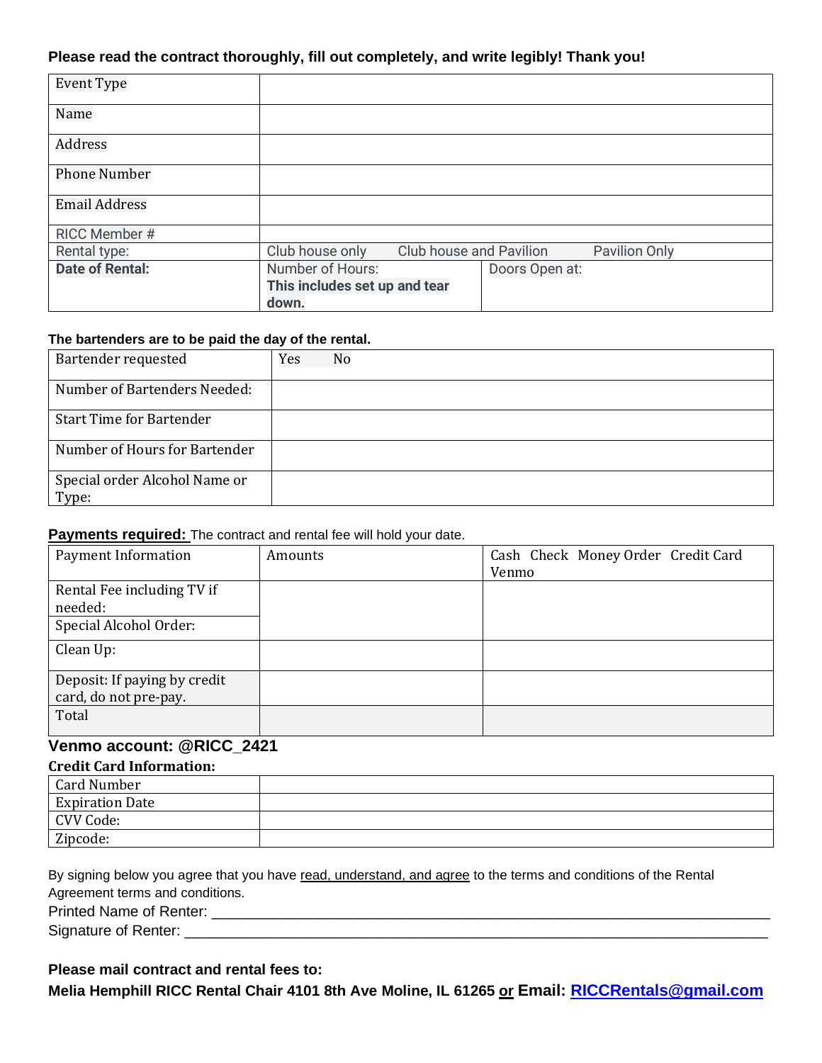**Please read the contract thoroughly, fill out completely, and write legibly! Thank you!**

| | | | |
|---|---|---|---|
| Event Type | | | |
| Name | | | |
| Address | | | |
| Phone Number | | | |
| Email Address | | | |
| RICC Member # | | | |
| Rental type: | Club house only | Club house and Pavilion | Pavilion Only |
| **Date of Rental:** | Number of Hours: **This includes set up and tear down.** | Doors Open at: | |

**The bartenders are to be paid the day of the rental.**

| | |
|---|---|
| Bartender requested | Yes No |
| Number of Bartenders Needed: | |
| Start Time for Bartender | |
| Number of Hours for Bartender | |
| Special order Alcohol Name or Type: | |

**Payments required:** The contract and rental fee will hold your date.

| Payment Information | Amounts | Cash Check Money Order Credit Card Venmo |
|---|---|---|
| Rental Fee including TV if needed: | | |
| Special Alcohol Order: | | |
| Clean Up: | | |
| Deposit: If paying by credit card, do not pre-pay. | | |
| Total | | |

**Venmo account: @RICC_2421**

**Credit Card Information:**

| | |
|---|---|
| Card Number | |
| Expiration Date | |
| CVV Code: | |
| Zipcode: | |

By signing below you agree that you have read, understand, and agree to the terms and conditions of the Rental Agreement terms and conditions.

Printed Name of Renter: ______________________________________________________________________

Signature of Renter: ________________________________________________________________________

**Please mail contract and rental fees to:**

**Melia Hemphill RICC Rental Chair 4101 8th Ave Moline, IL 61265 or Email: RICCRentals@gmail.com**